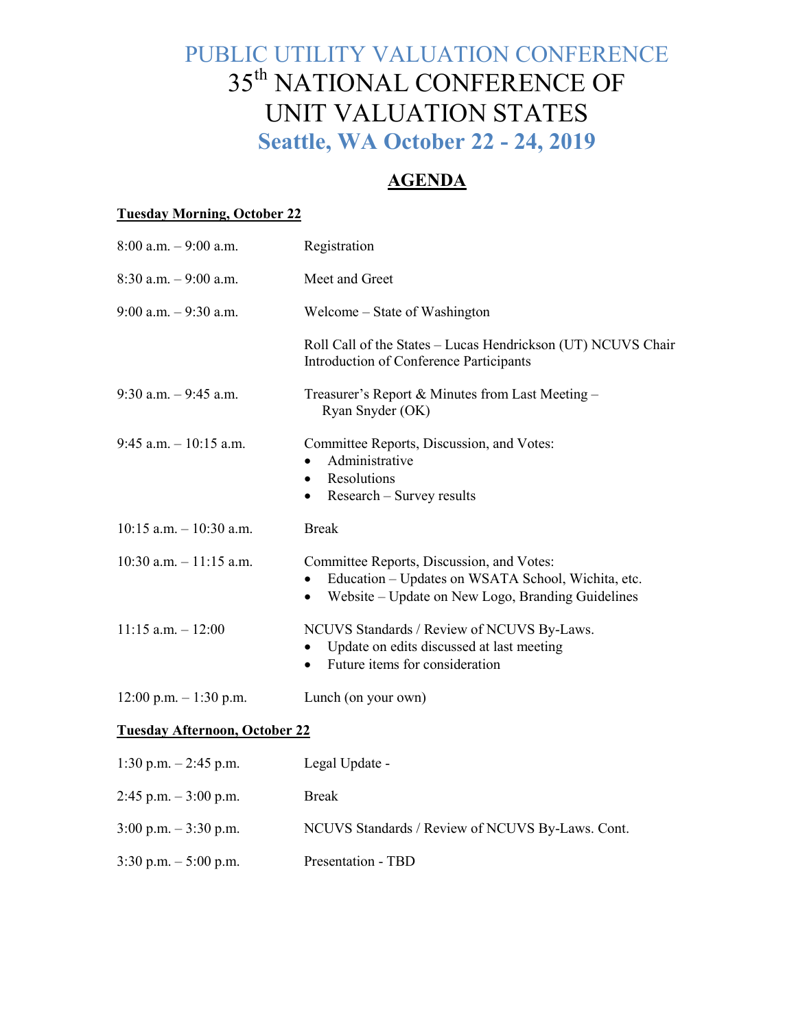# PUBLIC UTILITY VALUATION CONFERENCE

# 35th NATIONAL CONFERENCE OF UNIT VALUATION STATES

## Seattle, WA October 22 - 24, 2019

## AGENDA

**Tuesday Morning, October 22**

| | |
|---|---|
| 8:00 a.m. – 9:00 a.m. | Registration |
| 8:30 a.m. – 9:00 a.m. | Meet and Greet |
| 9:00 a.m. – 9:30 a.m. | Welcome – State of Washington |
| | Roll Call of the States – Lucas Hendrickson (UT) NCUVS Chair<br>Introduction of Conference Participants |
| 9:30 a.m. – 9:45 a.m. | Treasurer's Report & Minutes from Last Meeting – Ryan Snyder (OK) |
| 9:45 a.m. – 10:15 a.m. | Committee Reports, Discussion, and Votes:<br>• Administrative<br>• Resolutions<br>• Research – Survey results |
| 10:15 a.m. – 10:30 a.m. | Break |
| 10:30 a.m. – 11:15 a.m. | Committee Reports, Discussion, and Votes:<br>• Education – Updates on WSATA School, Wichita, etc.<br>• Website – Update on New Logo, Branding Guidelines |
| 11:15 a.m. – 12:00 | NCUVS Standards / Review of NCUVS By-Laws.<br>• Update on edits discussed at last meeting<br>• Future items for consideration |
| 12:00 p.m. – 1:30 p.m. | Lunch (on your own) |

**Tuesday Afternoon, October 22**

| | |
|---|---|
| 1:30 p.m. – 2:45 p.m. | Legal Update - |
| 2:45 p.m. – 3:00 p.m. | Break |
| 3:00 p.m. – 3:30 p.m. | NCUVS Standards / Review of NCUVS By-Laws. Cont. |
| 3:30 p.m. – 5:00 p.m. | Presentation - TBD |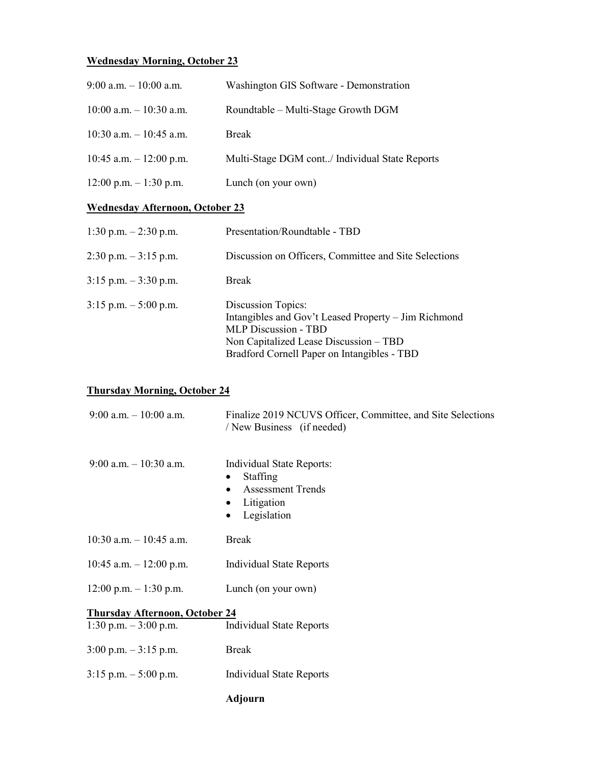**Wednesday Morning, October 23**

| | |
|---|---|
| 9:00 a.m. – 10:00 a.m. | Washington GIS Software - Demonstration |
| 10:00 a.m. – 10:30 a.m. | Roundtable – Multi-Stage Growth DGM |
| 10:30 a.m. – 10:45 a.m. | Break |
| 10:45 a.m. – 12:00 p.m. | Multi-Stage DGM cont../ Individual State Reports |
| 12:00 p.m. – 1:30 p.m. | Lunch (on your own) |

**Wednesday Afternoon, October 23**

| | |
|---|---|
| 1:30 p.m. – 2:30 p.m. | Presentation/Roundtable - TBD |
| 2:30 p.m. – 3:15 p.m. | Discussion on Officers, Committee and Site Selections |
| 3:15 p.m. – 3:30 p.m. | Break |
| 3:15 p.m. – 5:00 p.m. | Discussion Topics:<br>Intangibles and Gov't Leased Property – Jim Richmond<br>MLP Discussion - TBD<br>Non Capitalized Lease Discussion – TBD<br>Bradford Cornell Paper on Intangibles - TBD |

**Thursday Morning, October 24**

| | |
|---|---|
| 9:00 a.m. – 10:00 a.m. | Finalize 2019 NCUVS Officer, Committee, and Site Selections / New Business (if needed) |
| 9:00 a.m. – 10:30 a.m. | Individual State Reports:<br>• Staffing<br>• Assessment Trends<br>• Litigation<br>• Legislation |
| 10:30 a.m. – 10:45 a.m. | Break |
| 10:45 a.m. – 12:00 p.m. | Individual State Reports |
| 12:00 p.m. – 1:30 p.m. | Lunch (on your own) |

**Thursday Afternoon, October 24**

| | |
|---|---|
| 1:30 p.m. – 3:00 p.m. | Individual State Reports |
| 3:00 p.m. – 3:15 p.m. | Break |
| 3:15 p.m. – 5:00 p.m. | Individual State Reports |
| | **Adjourn** |